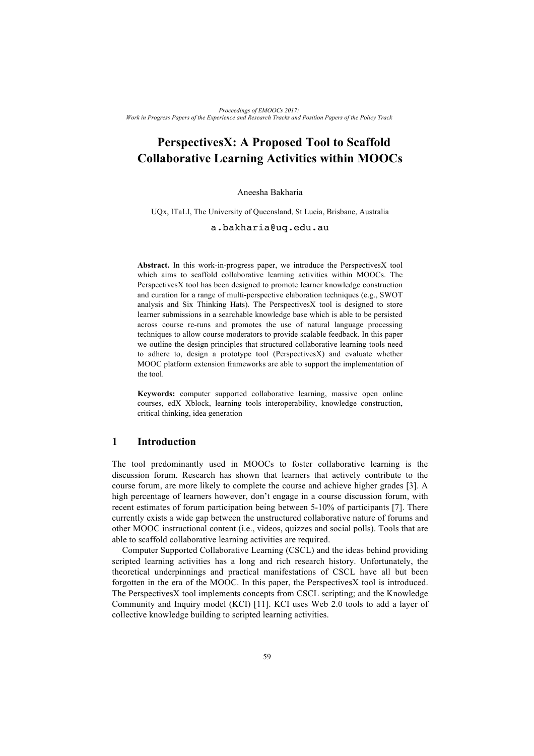# PerspectivesX: A Proposed Tool to Scaffold Collaborative Learning Activities within MOOCs

Aneesha Bakharia

UQx, ITaLI, The University of Queensland, St Lucia, Brisbane, Australia

a.bakharia@uq.edu.au

**Abstract.** In this work-in-progress paper, we introduce the PerspectivesX tool which aims to scaffold collaborative learning activities within MOOCs. The PerspectivesX tool has been designed to promote learner knowledge construction and curation for a range of multi-perspective elaboration techniques (e.g., SWOT analysis and Six Thinking Hats). The PerspectivesX tool is designed to store learner submissions in a searchable knowledge base which is able to be persisted across course re-runs and promotes the use of natural language processing techniques to allow course moderators to provide scalable feedback. In this paper we outline the design principles that structured collaborative learning tools need to adhere to, design a prototype tool (PerspectivesX) and evaluate whether MOOC platform extension frameworks are able to support the implementation of the tool.

**Keywords:** computer supported collaborative learning, massive open online courses, edX Xblock, learning tools interoperability, knowledge construction, critical thinking, idea generation

## 1 Introduction

The tool predominantly used in MOOCs to foster collaborative learning is the discussion forum. Research has shown that learners that actively contribute to the course forum, are more likely to complete the course and achieve higher grades [3]. A high percentage of learners however, don't engage in a course discussion forum, with recent estimates of forum participation being between 5-10% of participants [7]. There currently exists a wide gap between the unstructured collaborative nature of forums and other MOOC instructional content (i.e., videos, quizzes and social polls). Tools that are able to scaffold collaborative learning activities are required.

Computer Supported Collaborative Learning (CSCL) and the ideas behind providing scripted learning activities has a long and rich research history. Unfortunately, the theoretical underpinnings and practical manifestations of CSCL have all but been forgotten in the era of the MOOC. In this paper, the PerspectivesX tool is introduced. The PerspectivesX tool implements concepts from CSCL scripting; and the Knowledge Community and Inquiry model (KCI) [11]. KCI uses Web 2.0 tools to add a layer of collective knowledge building to scripted learning activities.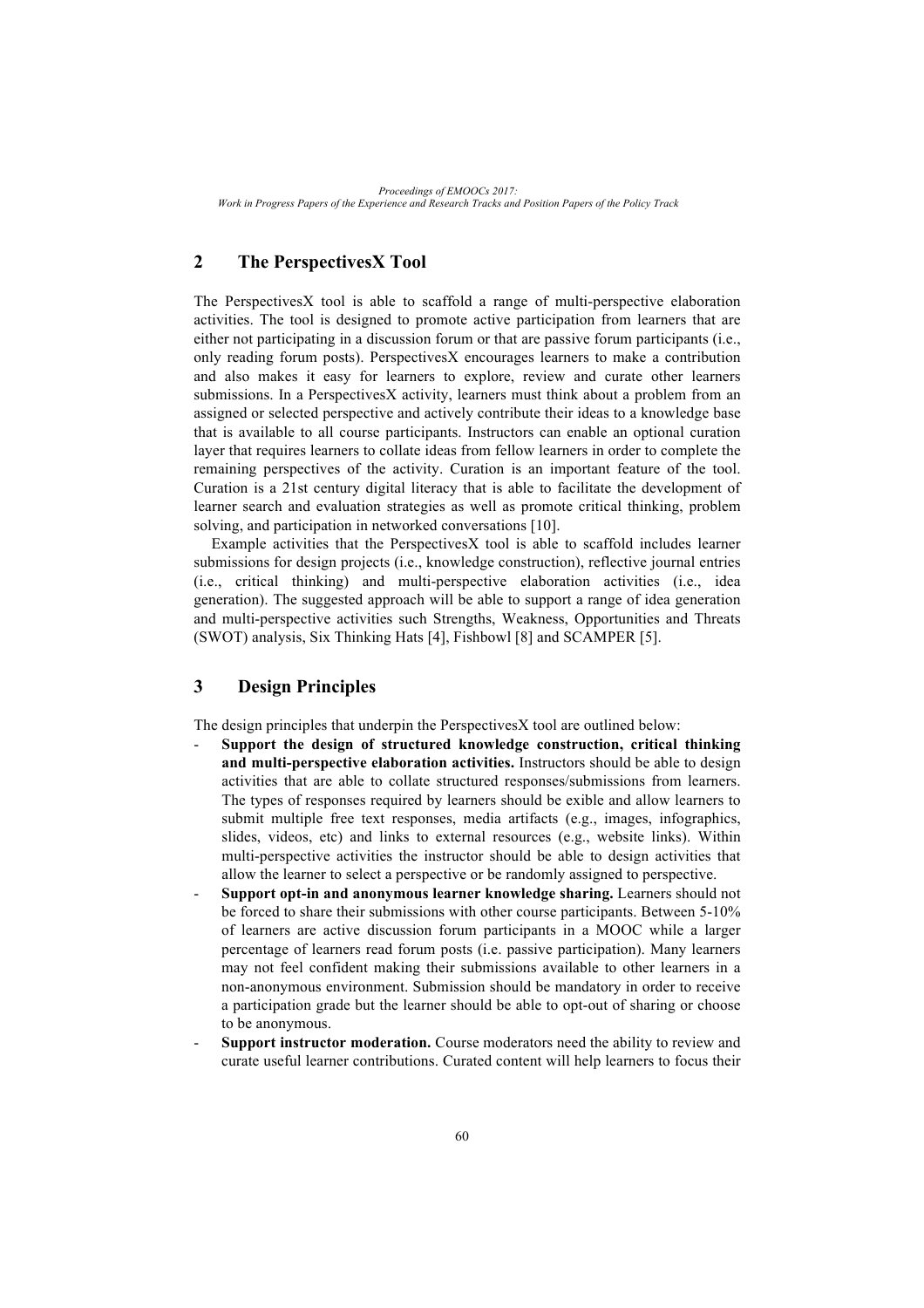## 2 The PerspectivesX Tool

The PerspectivesX tool is able to scaffold a range of multi-perspective elaboration activities. The tool is designed to promote active participation from learners that are either not participating in a discussion forum or that are passive forum participants (i.e., only reading forum posts). PerspectivesX encourages learners to make a contribution and also makes it easy for learners to explore, review and curate other learners submissions. In a PerspectivesX activity, learners must think about a problem from an assigned or selected perspective and actively contribute their ideas to a knowledge base that is available to all course participants. Instructors can enable an optional curation layer that requires learners to collate ideas from fellow learners in order to complete the remaining perspectives of the activity. Curation is an important feature of the tool. Curation is a 21st century digital literacy that is able to facilitate the development of learner search and evaluation strategies as well as promote critical thinking, problem solving, and participation in networked conversations [10].

Example activities that the PerspectivesX tool is able to scaffold includes learner submissions for design projects (i.e., knowledge construction), reflective journal entries (i.e., critical thinking) and multi-perspective elaboration activities (i.e., idea generation). The suggested approach will be able to support a range of idea generation and multi-perspective activities such Strengths, Weakness, Opportunities and Threats (SWOT) analysis, Six Thinking Hats [4], Fishbowl [8] and SCAMPER [5].

## 3 Design Principles

The design principles that underpin the PerspectivesX tool are outlined below:

- **Support the design of structured knowledge construction, critical thinking and multi-perspective elaboration activities.** Instructors should be able to design activities that are able to collate structured responses/submissions from learners. The types of responses required by learners should be exible and allow learners to submit multiple free text responses, media artifacts (e.g., images, infographics, slides, videos, etc) and links to external resources (e.g., website links). Within multi-perspective activities the instructor should be able to design activities that allow the learner to select a perspective or be randomly assigned to perspective.
- **Support opt-in and anonymous learner knowledge sharing.** Learners should not be forced to share their submissions with other course participants. Between 5-10% of learners are active discussion forum participants in a MOOC while a larger percentage of learners read forum posts (i.e. passive participation). Many learners may not feel confident making their submissions available to other learners in a non-anonymous environment. Submission should be mandatory in order to receive a participation grade but the learner should be able to opt-out of sharing or choose to be anonymous.
- **Support instructor moderation.** Course moderators need the ability to review and curate useful learner contributions. Curated content will help learners to focus their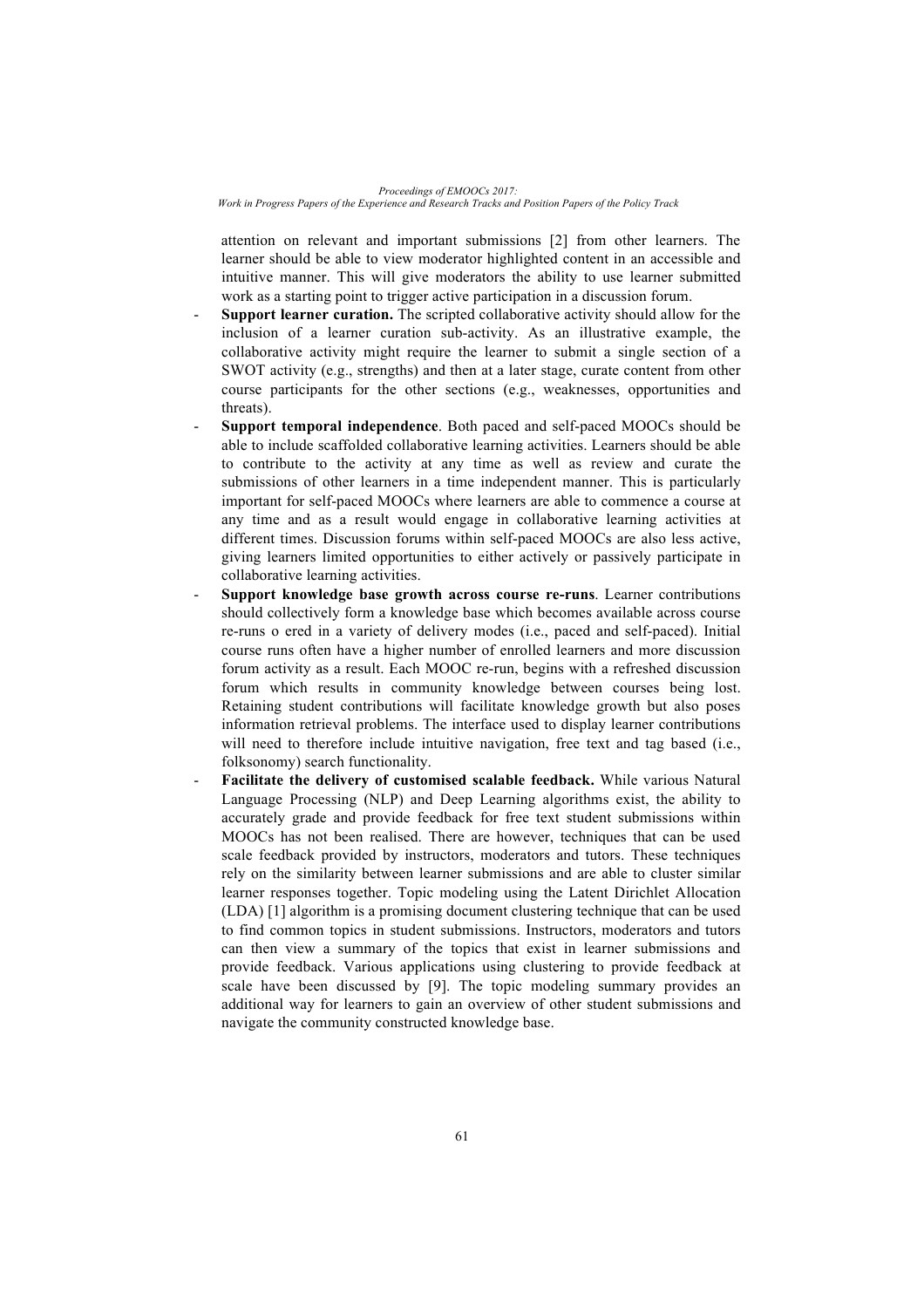attention on relevant and important submissions [2] from other learners. The learner should be able to view moderator highlighted content in an accessible and intuitive manner. This will give moderators the ability to use learner submitted work as a starting point to trigger active participation in a discussion forum.

- **Support learner curation.** The scripted collaborative activity should allow for the inclusion of a learner curation sub-activity. As an illustrative example, the collaborative activity might require the learner to submit a single section of a SWOT activity (e.g., strengths) and then at a later stage, curate content from other course participants for the other sections (e.g., weaknesses, opportunities and threats).
- **Support temporal independence**. Both paced and self-paced MOOCs should be able to include scaffolded collaborative learning activities. Learners should be able to contribute to the activity at any time as well as review and curate the submissions of other learners in a time independent manner. This is particularly important for self-paced MOOCs where learners are able to commence a course at any time and as a result would engage in collaborative learning activities at different times. Discussion forums within self-paced MOOCs are also less active, giving learners limited opportunities to either actively or passively participate in collaborative learning activities.
- **Support knowledge base growth across course re-runs**. Learner contributions should collectively form a knowledge base which becomes available across course re-runs o ered in a variety of delivery modes (i.e., paced and self-paced). Initial course runs often have a higher number of enrolled learners and more discussion forum activity as a result. Each MOOC re-run, begins with a refreshed discussion forum which results in community knowledge between courses being lost. Retaining student contributions will facilitate knowledge growth but also poses information retrieval problems. The interface used to display learner contributions will need to therefore include intuitive navigation, free text and tag based (i.e., folksonomy) search functionality.
- **Facilitate the delivery of customised scalable feedback.** While various Natural Language Processing (NLP) and Deep Learning algorithms exist, the ability to accurately grade and provide feedback for free text student submissions within MOOCs has not been realised. There are however, techniques that can be used scale feedback provided by instructors, moderators and tutors. These techniques rely on the similarity between learner submissions and are able to cluster similar learner responses together. Topic modeling using the Latent Dirichlet Allocation (LDA) [1] algorithm is a promising document clustering technique that can be used to find common topics in student submissions. Instructors, moderators and tutors can then view a summary of the topics that exist in learner submissions and provide feedback. Various applications using clustering to provide feedback at scale have been discussed by [9]. The topic modeling summary provides an additional way for learners to gain an overview of other student submissions and navigate the community constructed knowledge base.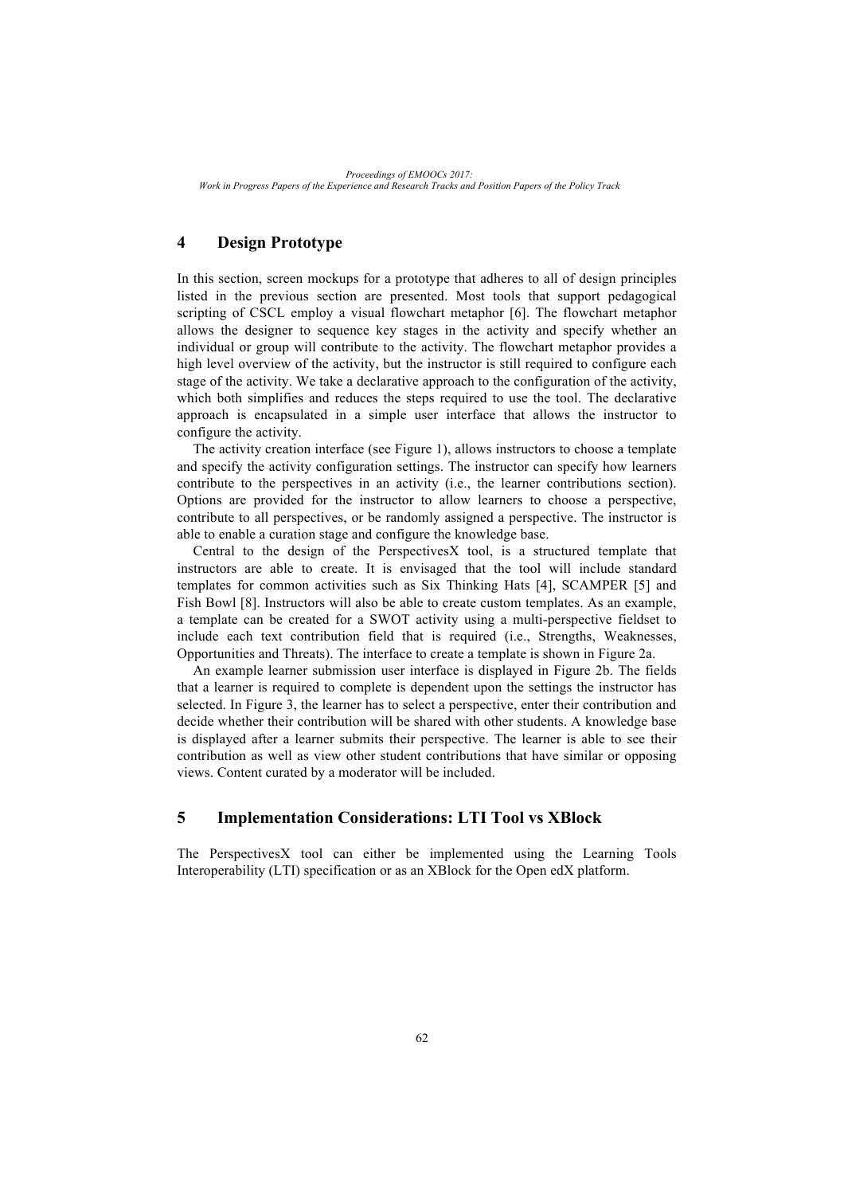## 4 Design Prototype

In this section, screen mockups for a prototype that adheres to all of design principles listed in the previous section are presented. Most tools that support pedagogical scripting of CSCL employ a visual flowchart metaphor [6]. The flowchart metaphor allows the designer to sequence key stages in the activity and specify whether an individual or group will contribute to the activity. The flowchart metaphor provides a high level overview of the activity, but the instructor is still required to configure each stage of the activity. We take a declarative approach to the configuration of the activity, which both simplifies and reduces the steps required to use the tool. The declarative approach is encapsulated in a simple user interface that allows the instructor to configure the activity.

The activity creation interface (see Figure 1), allows instructors to choose a template and specify the activity configuration settings. The instructor can specify how learners contribute to the perspectives in an activity (i.e., the learner contributions section). Options are provided for the instructor to allow learners to choose a perspective, contribute to all perspectives, or be randomly assigned a perspective. The instructor is able to enable a curation stage and configure the knowledge base.

Central to the design of the PerspectivesX tool, is a structured template that instructors are able to create. It is envisaged that the tool will include standard templates for common activities such as Six Thinking Hats [4], SCAMPER [5] and Fish Bowl [8]. Instructors will also be able to create custom templates. As an example, a template can be created for a SWOT activity using a multi-perspective fieldset to include each text contribution field that is required (i.e., Strengths, Weaknesses, Opportunities and Threats). The interface to create a template is shown in Figure 2a.

An example learner submission user interface is displayed in Figure 2b. The fields that a learner is required to complete is dependent upon the settings the instructor has selected. In Figure 3, the learner has to select a perspective, enter their contribution and decide whether their contribution will be shared with other students. A knowledge base is displayed after a learner submits their perspective. The learner is able to see their contribution as well as view other student contributions that have similar or opposing views. Content curated by a moderator will be included.

## 5 Implementation Considerations: LTI Tool vs XBlock

The PerspectivesX tool can either be implemented using the Learning Tools Interoperability (LTI) specification or as an XBlock for the Open edX platform.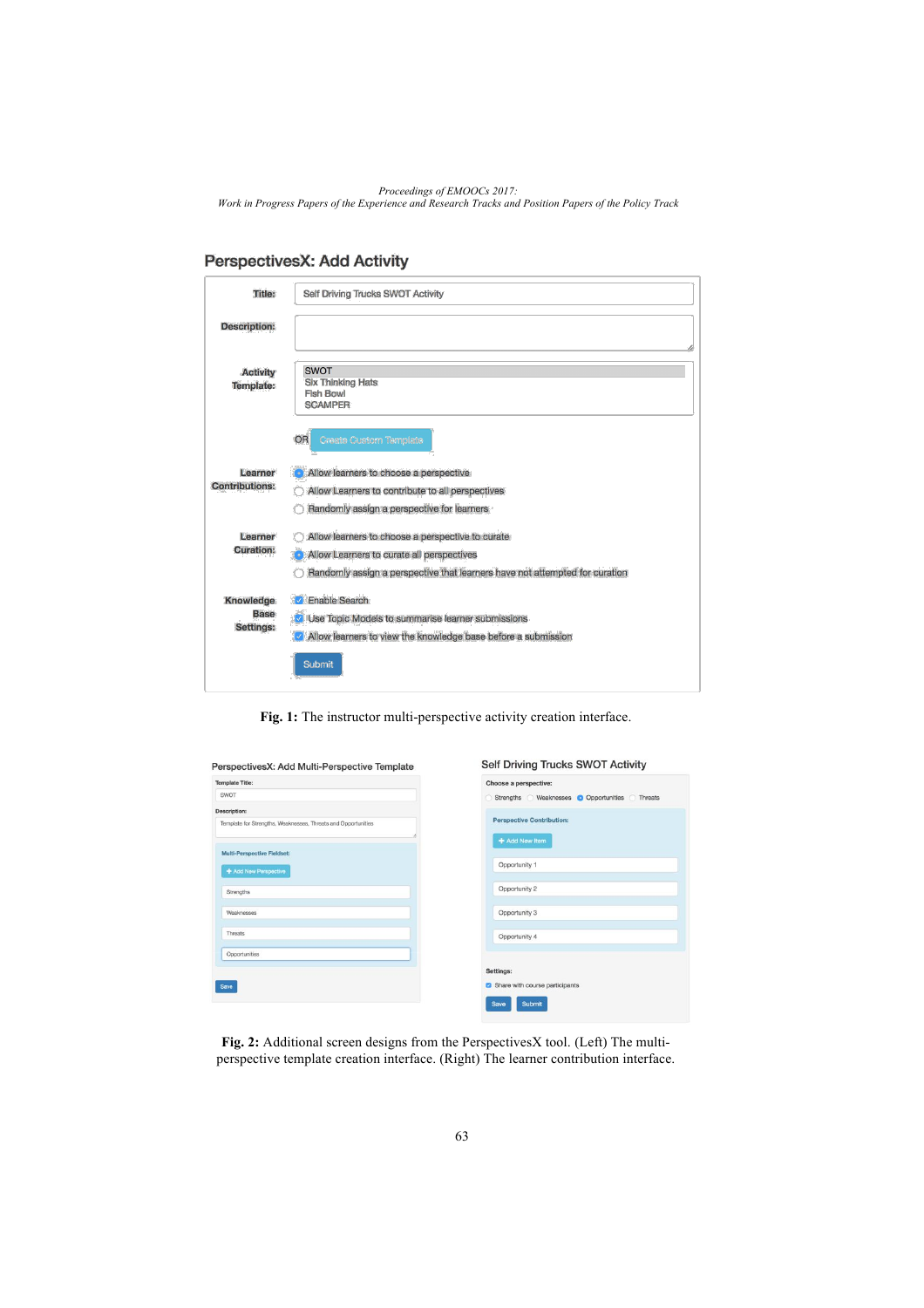**Fig. 1:** The instructor multi-perspective activity creation interface.

**Fig. 2:** Additional screen designs from the PerspectivesX tool. (Left) The multi-perspective template creation interface. (Right) The learner contribution interface.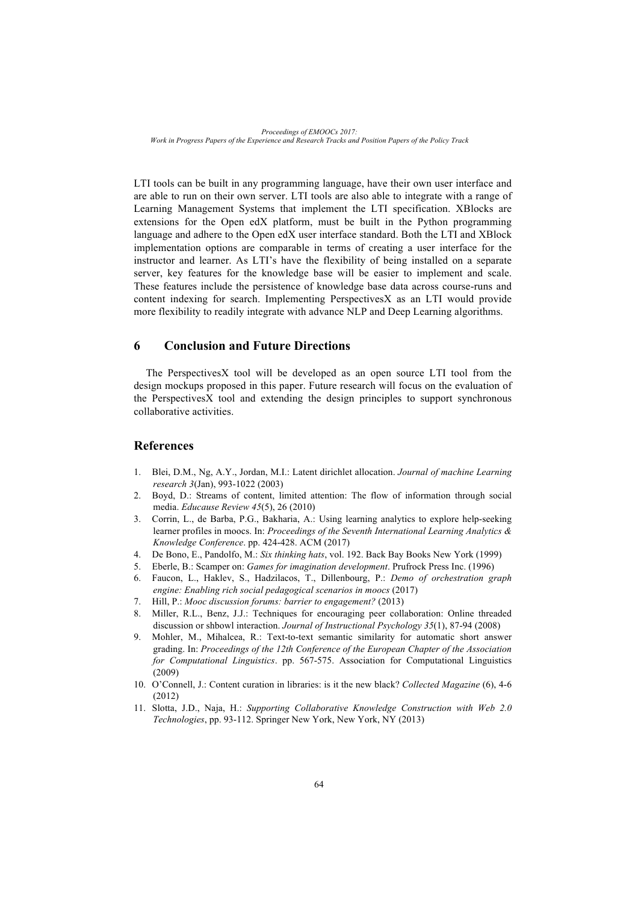LTI tools can be built in any programming language, have their own user interface and are able to run on their own server. LTI tools are also able to integrate with a range of Learning Management Systems that implement the LTI specification. XBlocks are extensions for the Open edX platform, must be built in the Python programming language and adhere to the Open edX user interface standard. Both the LTI and XBlock implementation options are comparable in terms of creating a user interface for the instructor and learner. As LTI's have the flexibility of being installed on a separate server, key features for the knowledge base will be easier to implement and scale. These features include the persistence of knowledge base data across course-runs and content indexing for search. Implementing PerspectivesX as an LTI would provide more flexibility to readily integrate with advance NLP and Deep Learning algorithms.

## 6 Conclusion and Future Directions

The PerspectivesX tool will be developed as an open source LTI tool from the design mockups proposed in this paper. Future research will focus on the evaluation of the PerspectivesX tool and extending the design principles to support synchronous collaborative activities.

## References

1. Blei, D.M., Ng, A.Y., Jordan, M.I.: Latent dirichlet allocation. *Journal of machine Learning research 3*(Jan), 993-1022 (2003)
2. Boyd, D.: Streams of content, limited attention: The flow of information through social media. *Educause Review 45*(5), 26 (2010)
3. Corrin, L., de Barba, P.G., Bakharia, A.: Using learning analytics to explore help-seeking learner profiles in moocs. In: *Proceedings of the Seventh International Learning Analytics & Knowledge Conference*. pp. 424-428. ACM (2017)
4. De Bono, E., Pandolfo, M.: *Six thinking hats*, vol. 192. Back Bay Books New York (1999)
5. Eberle, B.: Scamper on: *Games for imagination development*. Prufrock Press Inc. (1996)
6. Faucon, L., Haklev, S., Hadzilacos, T., Dillenbourg, P.: *Demo of orchestration graph engine: Enabling rich social pedagogical scenarios in moocs* (2017)
7. Hill, P.: *Mooc discussion forums: barrier to engagement?* (2013)
8. Miller, R.L., Benz, J.J.: Techniques for encouraging peer collaboration: Online threaded discussion or shbowl interaction. *Journal of Instructional Psychology 35*(1), 87-94 (2008)
9. Mohler, M., Mihalcea, R.: Text-to-text semantic similarity for automatic short answer grading. In: *Proceedings of the 12th Conference of the European Chapter of the Association for Computational Linguistics*. pp. 567-575. Association for Computational Linguistics (2009)
10. O'Connell, J.: Content curation in libraries: is it the new black? *Collected Magazine* (6), 4-6 (2012)
11. Slotta, J.D., Naja, H.: *Supporting Collaborative Knowledge Construction with Web 2.0 Technologies*, pp. 93-112. Springer New York, New York, NY (2013)